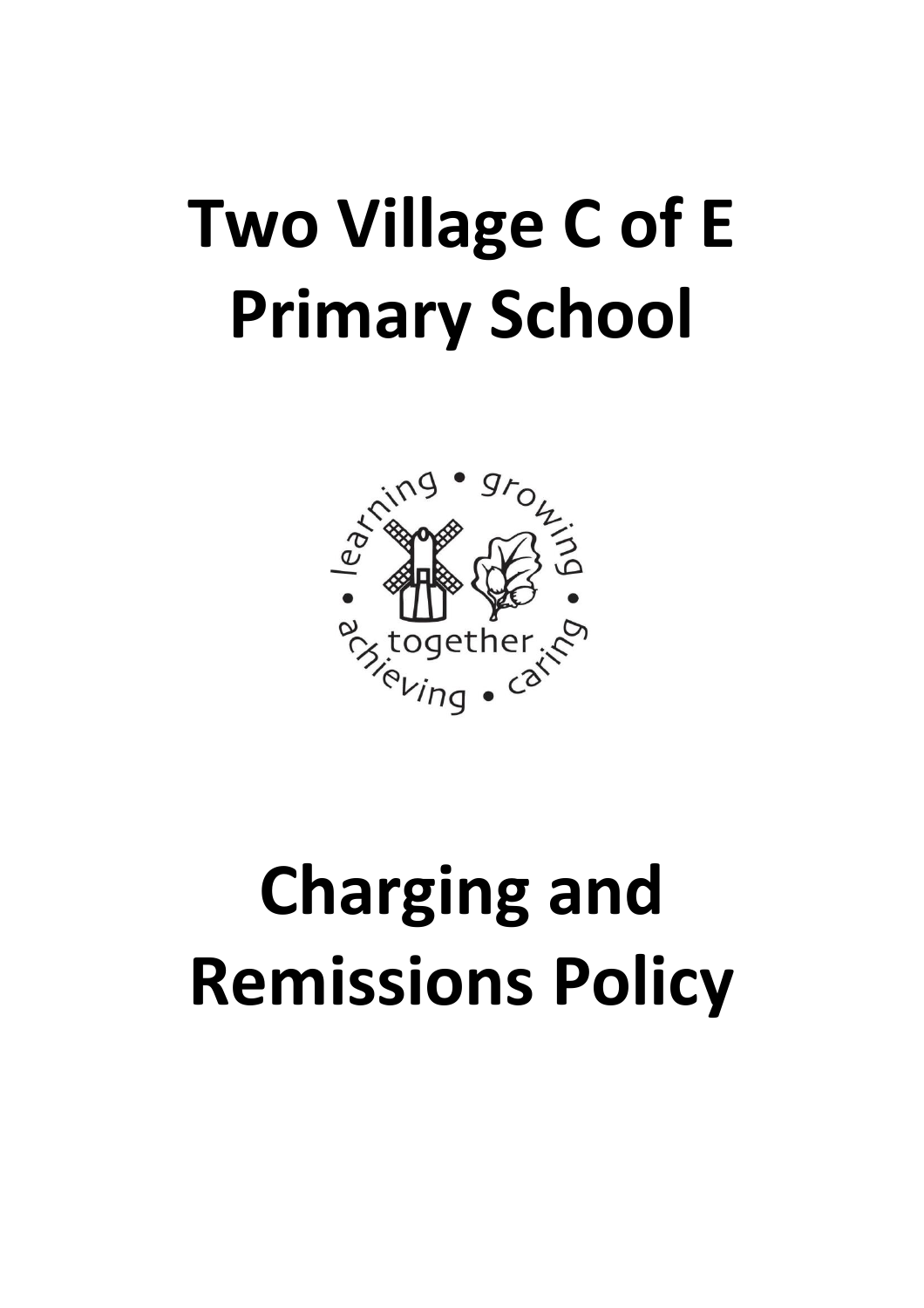# Two Village C of E Primary School

# Charging and Remissions Policy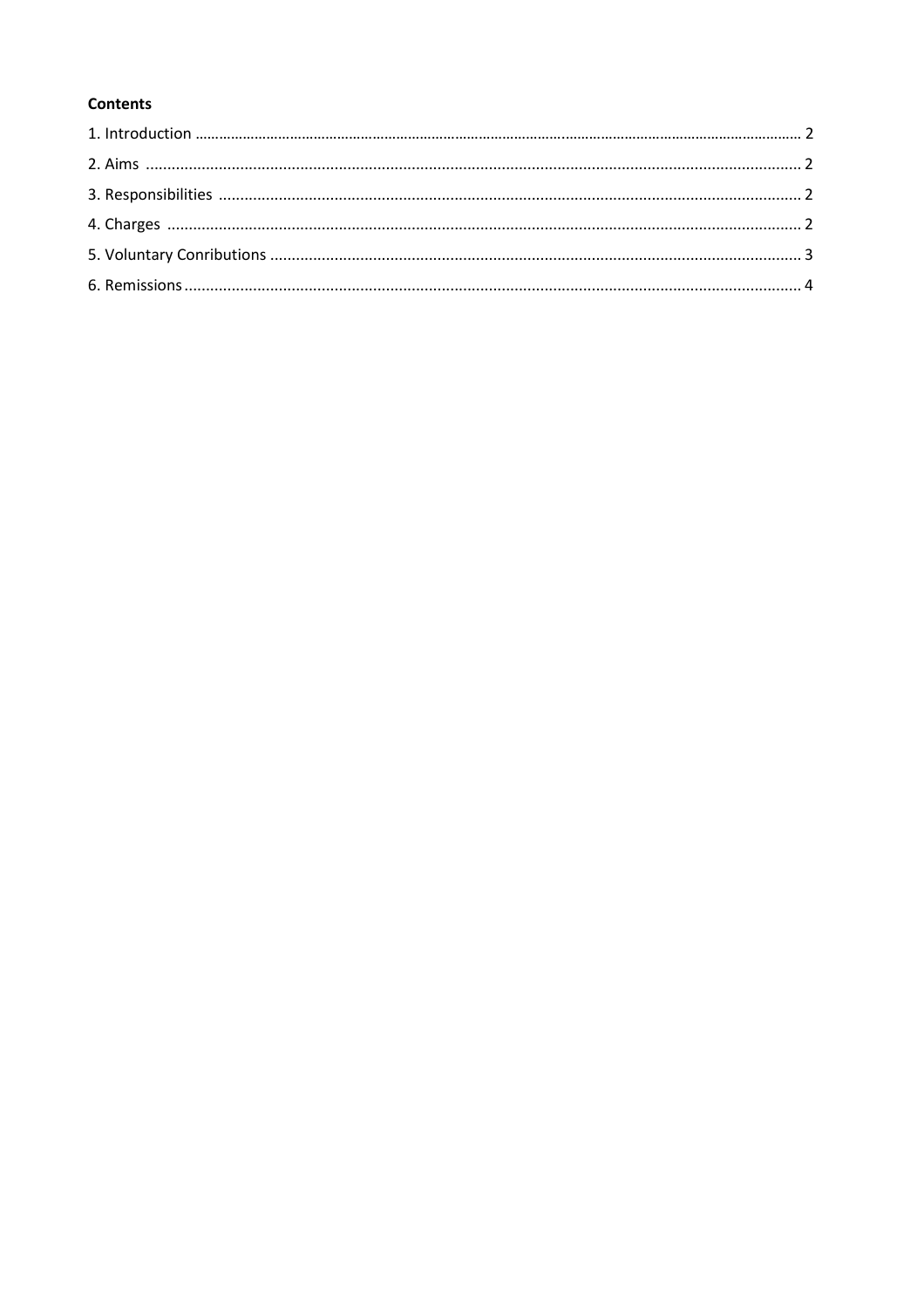**Contents**

1. Introduction ........................................................................................................................................ 2
2. Aims ........................................................................................................................................ 2
3. Responsibilities ........................................................................................................................................ 2
4. Charges ........................................................................................................................................ 2
5. Voluntary Conributions ........................................................................................................................................ 3
6. Remissions ........................................................................................................................................ 4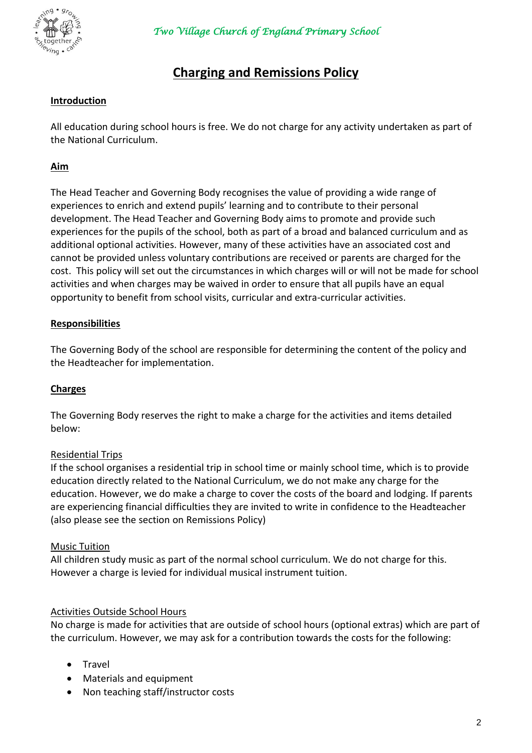*Two Village Church of England Primary School*

# Charging and Remissions Policy

**Introduction**

All education during school hours is free. We do not charge for any activity undertaken as part of the National Curriculum.

**Aim**

The Head Teacher and Governing Body recognises the value of providing a wide range of experiences to enrich and extend pupils' learning and to contribute to their personal development. The Head Teacher and Governing Body aims to promote and provide such experiences for the pupils of the school, both as part of a broad and balanced curriculum and as additional optional activities. However, many of these activities have an associated cost and cannot be provided unless voluntary contributions are received or parents are charged for the cost. This policy will set out the circumstances in which charges will or will not be made for school activities and when charges may be waived in order to ensure that all pupils have an equal opportunity to benefit from school visits, curricular and extra-curricular activities.

**Responsibilities**

The Governing Body of the school are responsible for determining the content of the policy and the Headteacher for implementation.

**Charges**

The Governing Body reserves the right to make a charge for the activities and items detailed below:

Residential Trips

If the school organises a residential trip in school time or mainly school time, which is to provide education directly related to the National Curriculum, we do not make any charge for the education. However, we do make a charge to cover the costs of the board and lodging. If parents are experiencing financial difficulties they are invited to write in confidence to the Headteacher (also please see the section on Remissions Policy)

Music Tuition

All children study music as part of the normal school curriculum. We do not charge for this. However a charge is levied for individual musical instrument tuition.

Activities Outside School Hours

No charge is made for activities that are outside of school hours (optional extras) which are part of the curriculum. However, we may ask for a contribution towards the costs for the following:

- Travel
- Materials and equipment
- Non teaching staff/instructor costs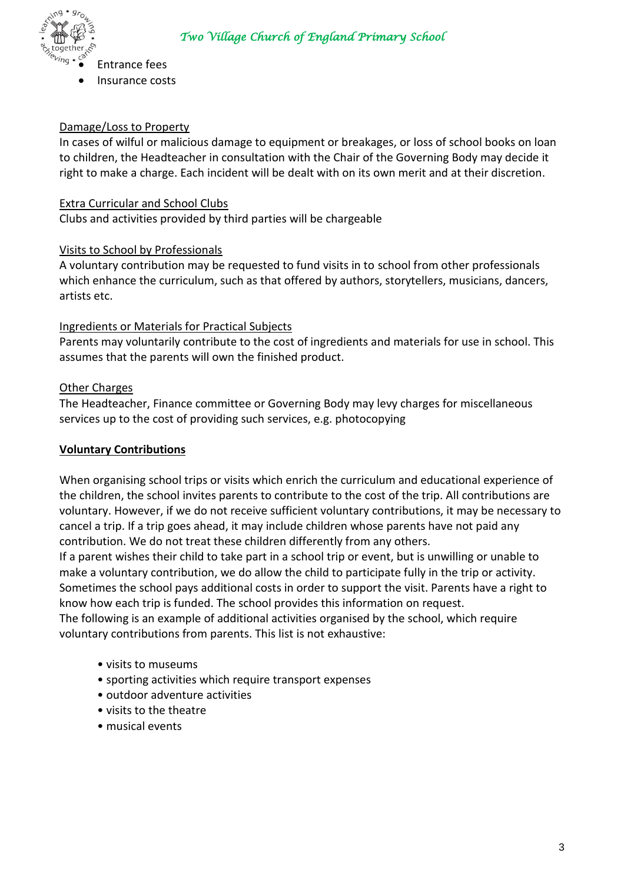- Entrance fees
- Insurance costs

Damage/Loss to Property

In cases of wilful or malicious damage to equipment or breakages, or loss of school books on loan to children, the Headteacher in consultation with the Chair of the Governing Body may decide it right to make a charge. Each incident will be dealt with on its own merit and at their discretion.

Extra Curricular and School Clubs

Clubs and activities provided by third parties will be chargeable

Visits to School by Professionals

A voluntary contribution may be requested to fund visits in to school from other professionals which enhance the curriculum, such as that offered by authors, storytellers, musicians, dancers, artists etc.

Ingredients or Materials for Practical Subjects

Parents may voluntarily contribute to the cost of ingredients and materials for use in school. This assumes that the parents will own the finished product.

Other Charges

The Headteacher, Finance committee or Governing Body may levy charges for miscellaneous services up to the cost of providing such services, e.g. photocopying

**Voluntary Contributions**

When organising school trips or visits which enrich the curriculum and educational experience of the children, the school invites parents to contribute to the cost of the trip. All contributions are voluntary. However, if we do not receive sufficient voluntary contributions, it may be necessary to cancel a trip. If a trip goes ahead, it may include children whose parents have not paid any contribution. We do not treat these children differently from any others.
If a parent wishes their child to take part in a school trip or event, but is unwilling or unable to make a voluntary contribution, we do allow the child to participate fully in the trip or activity. Sometimes the school pays additional costs in order to support the visit. Parents have a right to know how each trip is funded. The school provides this information on request.
The following is an example of additional activities organised by the school, which require voluntary contributions from parents. This list is not exhaustive:

- visits to museums
- sporting activities which require transport expenses
- outdoor adventure activities
- visits to the theatre
- musical events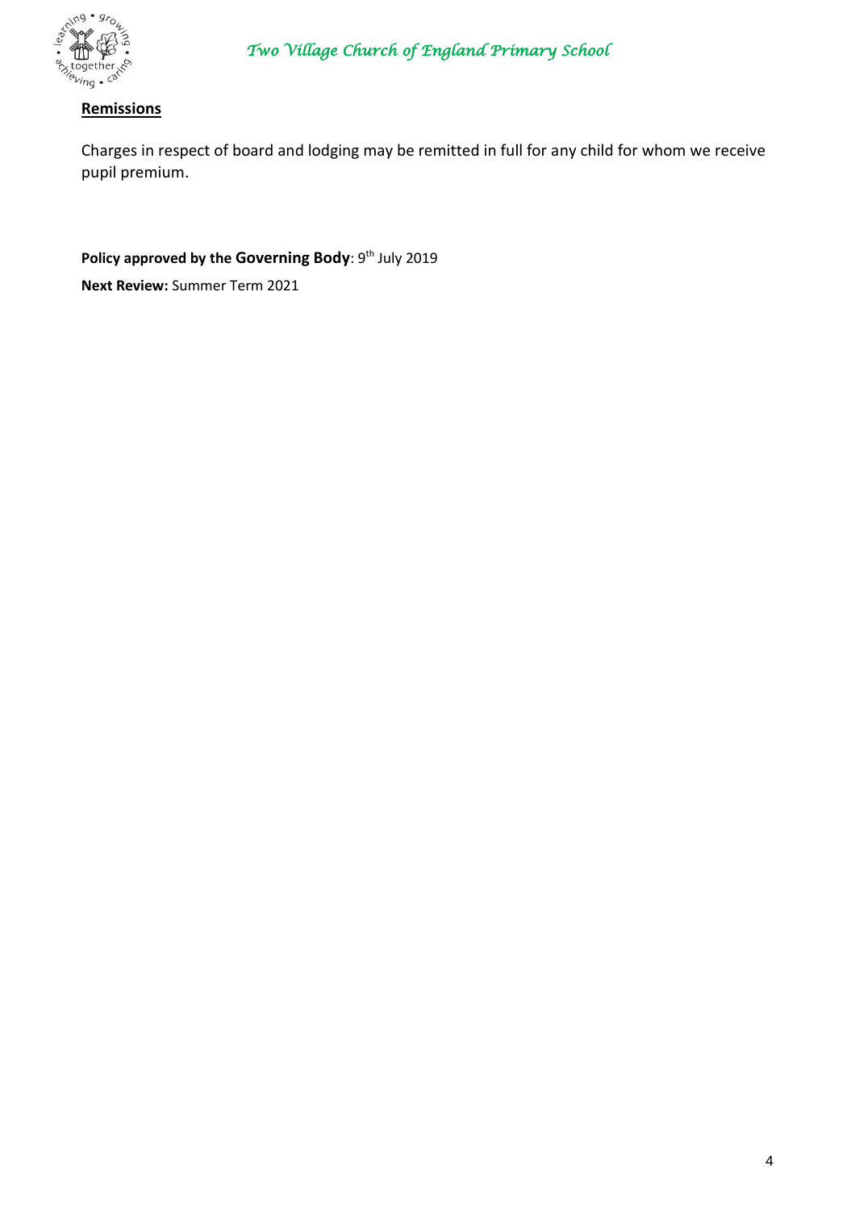## Remissions

Charges in respect of board and lodging may be remitted in full for any child for whom we receive pupil premium.

**Policy approved by the Governing Body**: 9th July 2019

**Next Review:** Summer Term 2021